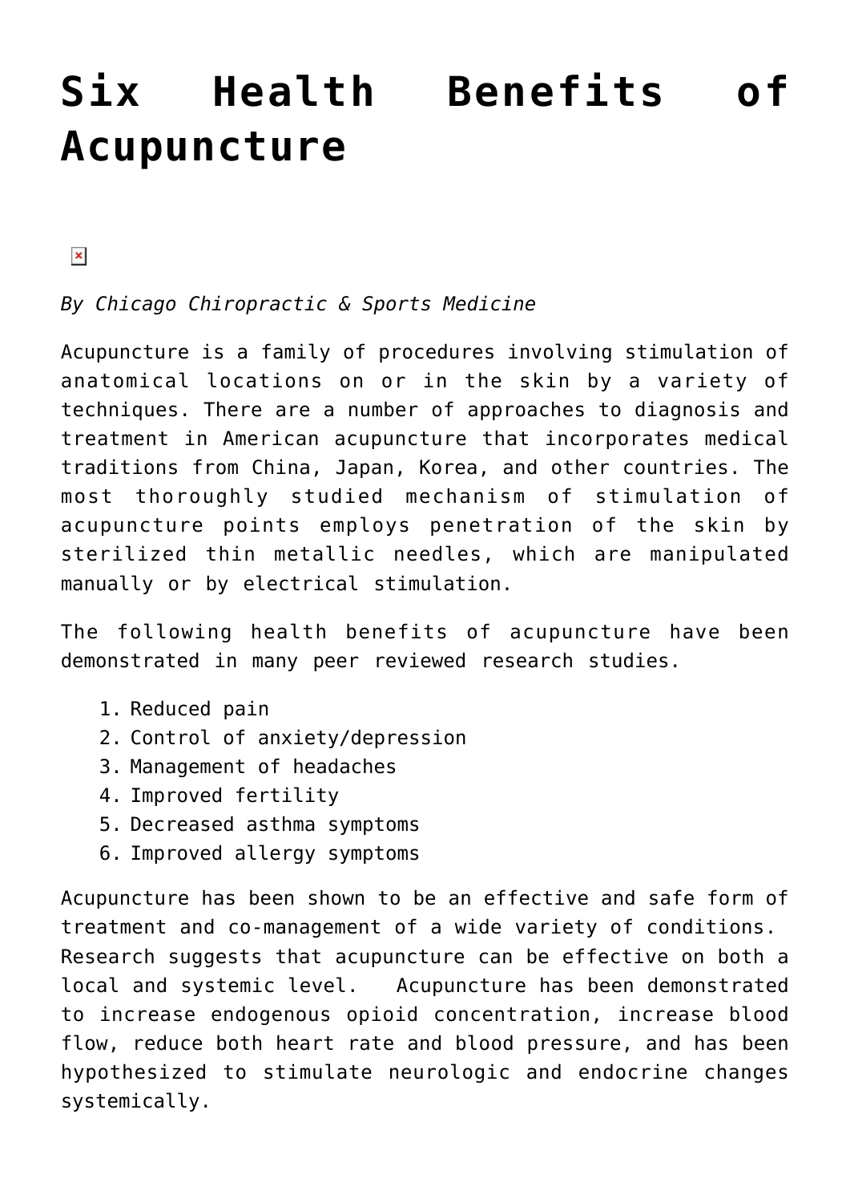# Six Health Benefits of Acupuncture

*By Chicago Chiropractic & Sports Medicine*

Acupuncture is a family of procedures involving stimulation of anatomical locations on or in the skin by a variety of techniques. There are a number of approaches to diagnosis and treatment in American acupuncture that incorporates medical traditions from China, Japan, Korea, and other countries. The most thoroughly studied mechanism of stimulation of acupuncture points employs penetration of the skin by sterilized thin metallic needles, which are manipulated manually or by electrical stimulation.

The following health benefits of acupuncture have been demonstrated in many peer reviewed research studies.

1. Reduced pain
2. Control of anxiety/depression
3. Management of headaches
4. Improved fertility
5. Decreased asthma symptoms
6. Improved allergy symptoms

Acupuncture has been shown to be an effective and safe form of treatment and co-management of a wide variety of conditions. Research suggests that acupuncture can be effective on both a local and systemic level. Acupuncture has been demonstrated to increase endogenous opioid concentration, increase blood flow, reduce both heart rate and blood pressure, and has been hypothesized to stimulate neurologic and endocrine changes systemically.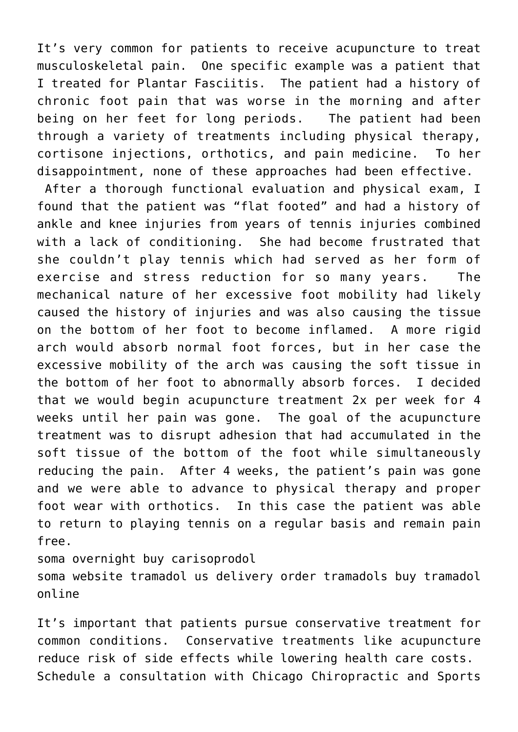It’s very common for patients to receive acupuncture to treat musculoskeletal pain. One specific example was a patient that I treated for Plantar Fasciitis. The patient had a history of chronic foot pain that was worse in the morning and after being on her feet for long periods. The patient had been through a variety of treatments including physical therapy, cortisone injections, orthotics, and pain medicine. To her disappointment, none of these approaches had been effective.

After a thorough functional evaluation and physical exam, I found that the patient was “flat footed” and had a history of ankle and knee injuries from years of tennis injuries combined with a lack of conditioning. She had become frustrated that she couldn’t play tennis which had served as her form of exercise and stress reduction for so many years. The mechanical nature of her excessive foot mobility had likely caused the history of injuries and was also causing the tissue on the bottom of her foot to become inflamed. A more rigid arch would absorb normal foot forces, but in her case the excessive mobility of the arch was causing the soft tissue in the bottom of her foot to abnormally absorb forces. I decided that we would begin acupuncture treatment 2x per week for 4 weeks until her pain was gone. The goal of the acupuncture treatment was to disrupt adhesion that had accumulated in the soft tissue of the bottom of the foot while simultaneously reducing the pain. After 4 weeks, the patient’s pain was gone and we were able to advance to physical therapy and proper foot wear with orthotics. In this case the patient was able to return to playing tennis on a regular basis and remain pain free.

soma overnight buy carisoprodol
soma website tramadol us delivery order tramadols buy tramadol online

It’s important that patients pursue conservative treatment for common conditions. Conservative treatments like acupuncture reduce risk of side effects while lowering health care costs. Schedule a consultation with Chicago Chiropractic and Sports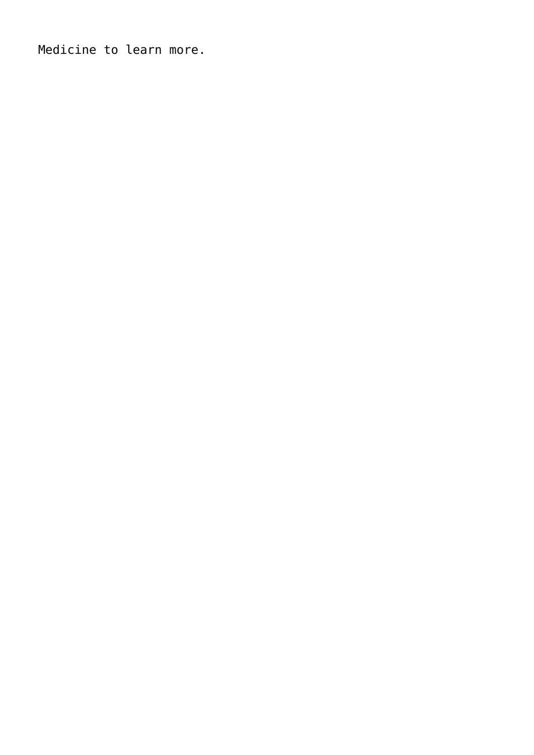Medicine to learn more.